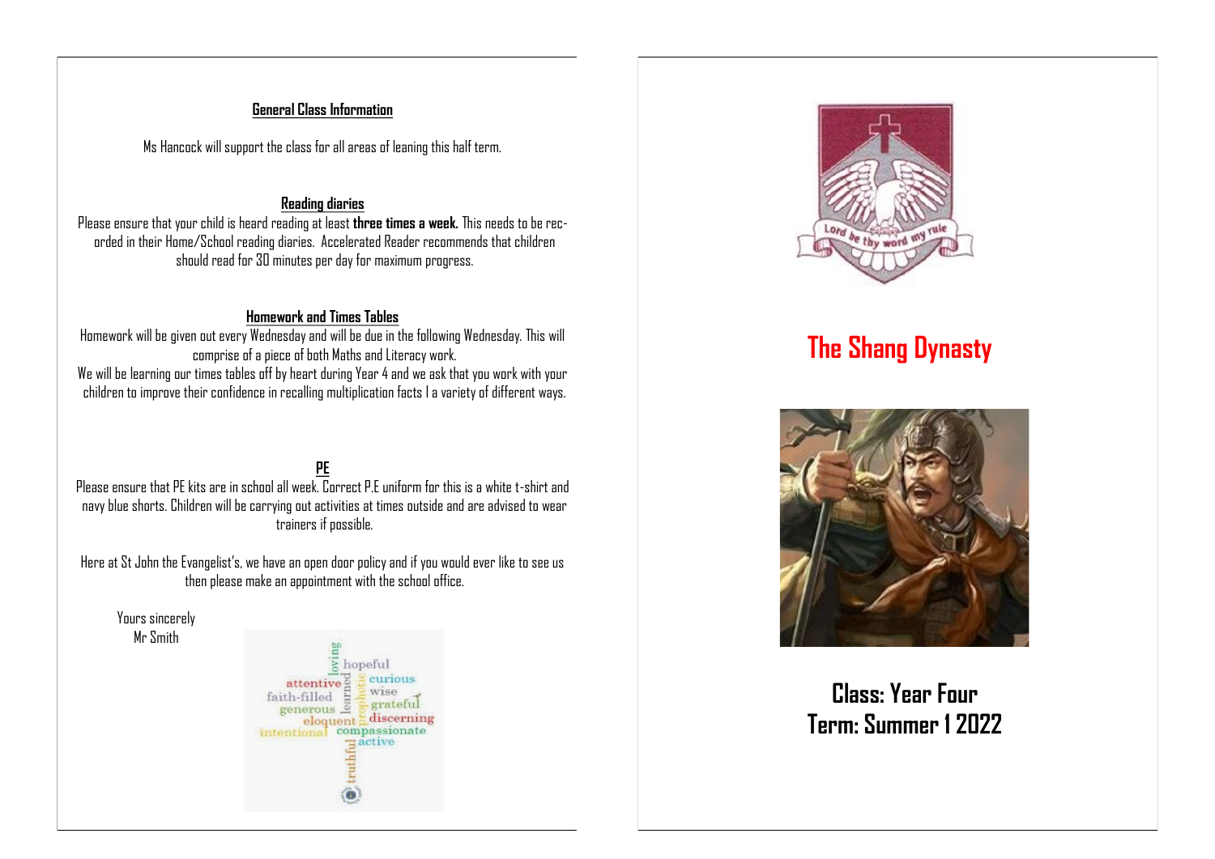**General Class Information**

Ms Hancock will support the class for all areas of leaning this half term.

**Reading diaries**

Please ensure that your child is heard reading at least **three times a week.** This needs to be recorded in their Home/School reading diaries. Accelerated Reader recommends that children should read for 30 minutes per day for maximum progress.

**Homework and Times Tables**

Homework will be given out every Wednesday and will be due in the following Wednesday. This will comprise of a piece of both Maths and Literacy work.

We will be learning our times tables off by heart during Year 4 and we ask that you work with your children to improve their confidence in recalling multiplication facts I a variety of different ways.

**PE**

Please ensure that PE kits are in school all week. Correct P.E uniform for this is a white t-shirt and navy blue shorts. Children will be carrying out activities at times outside and are advised to wear trainers if possible.

Here at St John the Evangelist's, we have an open door policy and if you would ever like to see us then please make an appointment with the school office.

Yours sincerely
Mr Smith

# The Shang Dynasty

## Class: Year Four
## Term: Summer 1 2022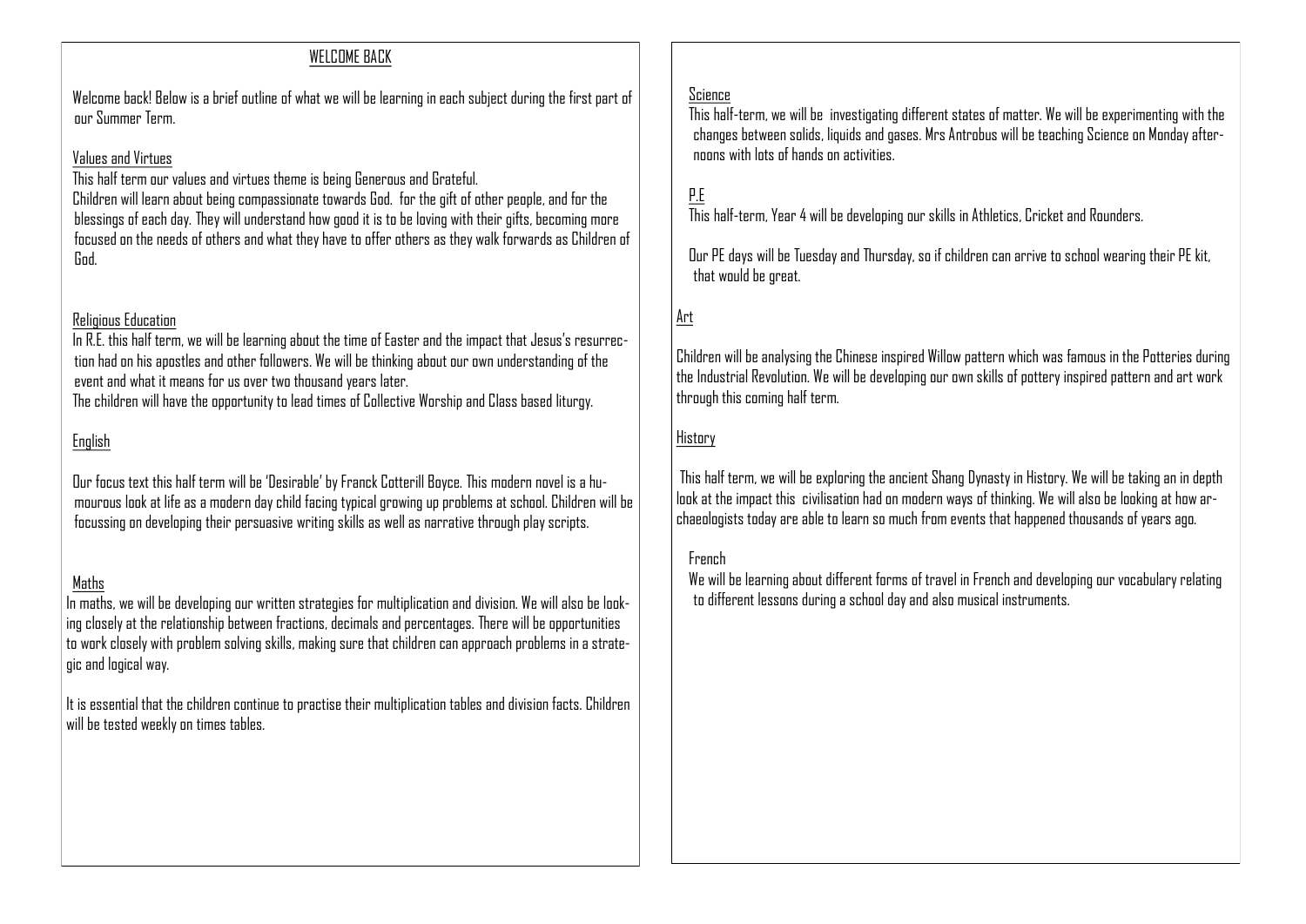# WELCOME BACK

Welcome back! Below is a brief outline of what we will be learning in each subject during the first part of our Summer Term.

## Values and Virtues

This half term our values and virtues theme is being Generous and Grateful.

Children will learn about being compassionate towards God. for the gift of other people, and for the blessings of each day. They will understand how good it is to be loving with their gifts, becoming more focused on the needs of others and what they have to offer others as they walk forwards as Children of God.

## Religious Education

In R.E. this half term, we will be learning about the time of Easter and the impact that Jesus's resurrection had on his apostles and other followers. We will be thinking about our own understanding of the event and what it means for us over two thousand years later.

The children will have the opportunity to lead times of Collective Worship and Class based liturgy.

## English

Our focus text this half term will be 'Desirable' by Franck Cotterill Boyce. This modern novel is a humourous look at life as a modern day child facing typical growing up problems at school. Children will be focussing on developing their persuasive writing skills as well as narrative through play scripts.

## Maths

In maths, we will be developing our written strategies for multiplication and division. We will also be looking closely at the relationship between fractions, decimals and percentages. There will be opportunities to work closely with problem solving skills, making sure that children can approach problems in a strategic and logical way.

It is essential that the children continue to practise their multiplication tables and division facts. Children will be tested weekly on times tables.

## Science

This half-term, we will be investigating different states of matter. We will be experimenting with the changes between solids, liquids and gases. Mrs Antrobus will be teaching Science on Monday afternoons with lots of hands on activities.

## P.E

This half-term, Year 4 will be developing our skills in Athletics, Cricket and Rounders.

Our PE days will be Tuesday and Thursday, so if children can arrive to school wearing their PE kit, that would be great.

## Art

Children will be analysing the Chinese inspired Willow pattern which was famous in the Potteries during the Industrial Revolution. We will be developing our own skills of pottery inspired pattern and art work through this coming half term.

## History

This half term, we will be exploring the ancient Shang Dynasty in History. We will be taking an in depth look at the impact this civilisation had on modern ways of thinking. We will also be looking at how archaeologists today are able to learn so much from events that happened thousands of years ago.

## French

We will be learning about different forms of travel in French and developing our vocabulary relating to different lessons during a school day and also musical instruments.